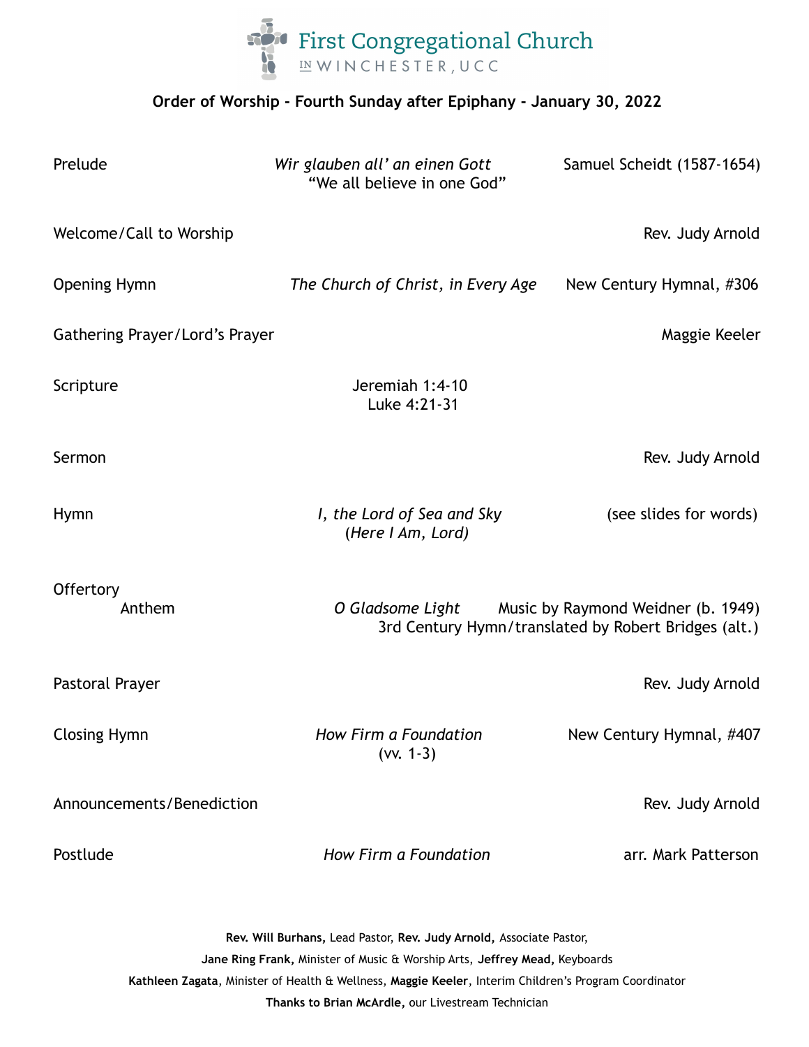# First Congregational Church

IN WINCHESTER, UCC

**Order of Worship - Fourth Sunday after Epiphany - January 30, 2022**

Prelude — *Wir glauben all' an einen Gott* "We all believe in one God" — Samuel Scheidt (1587-1654)

Welcome/Call to Worship — Rev. Judy Arnold

Opening Hymn — *The Church of Christ, in Every Age* — New Century Hymnal, #306

Gathering Prayer/Lord's Prayer — Maggie Keeler

Scripture — Jeremiah 1:4-10; Luke 4:21-31

Sermon — Rev. Judy Arnold

Hymn — *I, the Lord of Sea and Sky* (*Here I Am, Lord)* — (see slides for words)

Offertory
Anthem — *O Gladsome Light* — Music by Raymond Weidner (b. 1949); 3rd Century Hymn/translated by Robert Bridges (alt.)

Pastoral Prayer — Rev. Judy Arnold

Closing Hymn — *How Firm a Foundation* (vv. 1-3) — New Century Hymnal, #407

Announcements/Benediction — Rev. Judy Arnold

Postlude — *How Firm a Foundation* — arr. Mark Patterson

**Rev. Will Burhans,** Lead Pastor, **Rev. Judy Arnold,** Associate Pastor,
**Jane Ring Frank,** Minister of Music & Worship Arts, **Jeffrey Mead,** Keyboards
**Kathleen Zagata**, Minister of Health & Wellness, **Maggie Keeler**, Interim Children's Program Coordinator
**Thanks to Brian McArdle,** our Livestream Technician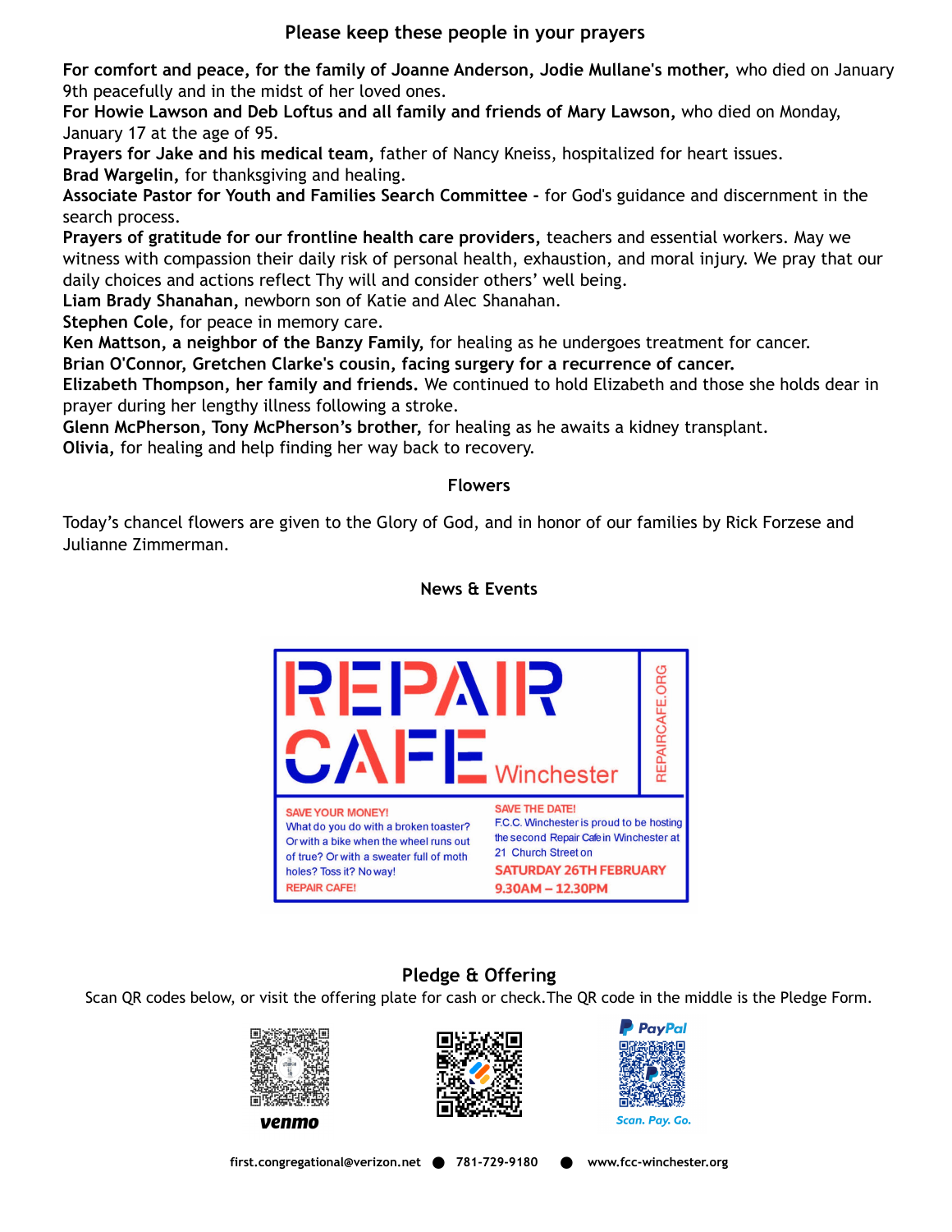### Please keep these people in your prayers

**For comfort and peace, for the family of Joanne Anderson, Jodie Mullane's mother,** who died on January 9th peacefully and in the midst of her loved ones.

**For Howie Lawson and Deb Loftus and all family and friends of Mary Lawson,** who died on Monday, January 17 at the age of 95.

**Prayers for Jake and his medical team,** father of Nancy Kneiss, hospitalized for heart issues.

**Brad Wargelin,** for thanksgiving and healing.

**Associate Pastor for Youth and Families Search Committee -** for God's guidance and discernment in the search process.

**Prayers of gratitude for our frontline health care providers,** teachers and essential workers. May we witness with compassion their daily risk of personal health, exhaustion, and moral injury. We pray that our daily choices and actions reflect Thy will and consider others' well being.

**Liam Brady Shanahan,** newborn son of Katie and Alec Shanahan.

**Stephen Cole,** for peace in memory care.

**Ken Mattson, a neighbor of the Banzy Family,** for healing as he undergoes treatment for cancer.

**Brian O'Connor, Gretchen Clarke's cousin, facing surgery for a recurrence of cancer.**

**Elizabeth Thompson, her family and friends.** We continued to hold Elizabeth and those she holds dear in prayer during her lengthy illness following a stroke.

**Glenn McPherson, Tony McPherson's brother,** for healing as he awaits a kidney transplant.

**Olivia,** for healing and help finding her way back to recovery.

### Flowers

Today's chancel flowers are given to the Glory of God, and in honor of our families by Rick Forzese and Julianne Zimmerman.

### News & Events

REPAIR CAFE Winchester

REPAIRCAFE.ORG

SAVE YOUR MONEY!
What do you do with a broken toaster? Or with a bike when the wheel runs out of true? Or with a sweater full of moth holes? Toss it? No way!
REPAIR CAFE!

SAVE THE DATE!
F.C.C. Winchester is proud to be hosting the second Repair Cafe in Winchester at 21 Church Street on
SATURDAY 26TH FEBRUARY
9.30AM – 12.30PM

### Pledge & Offering

Scan QR codes below, or visit the offering plate for cash or check. The QR code in the middle is the Pledge Form.

venmo

PayPal
Scan. Pay. Go.

first.congregational@verizon.net ● 781-729-9180 ● www.fcc-winchester.org